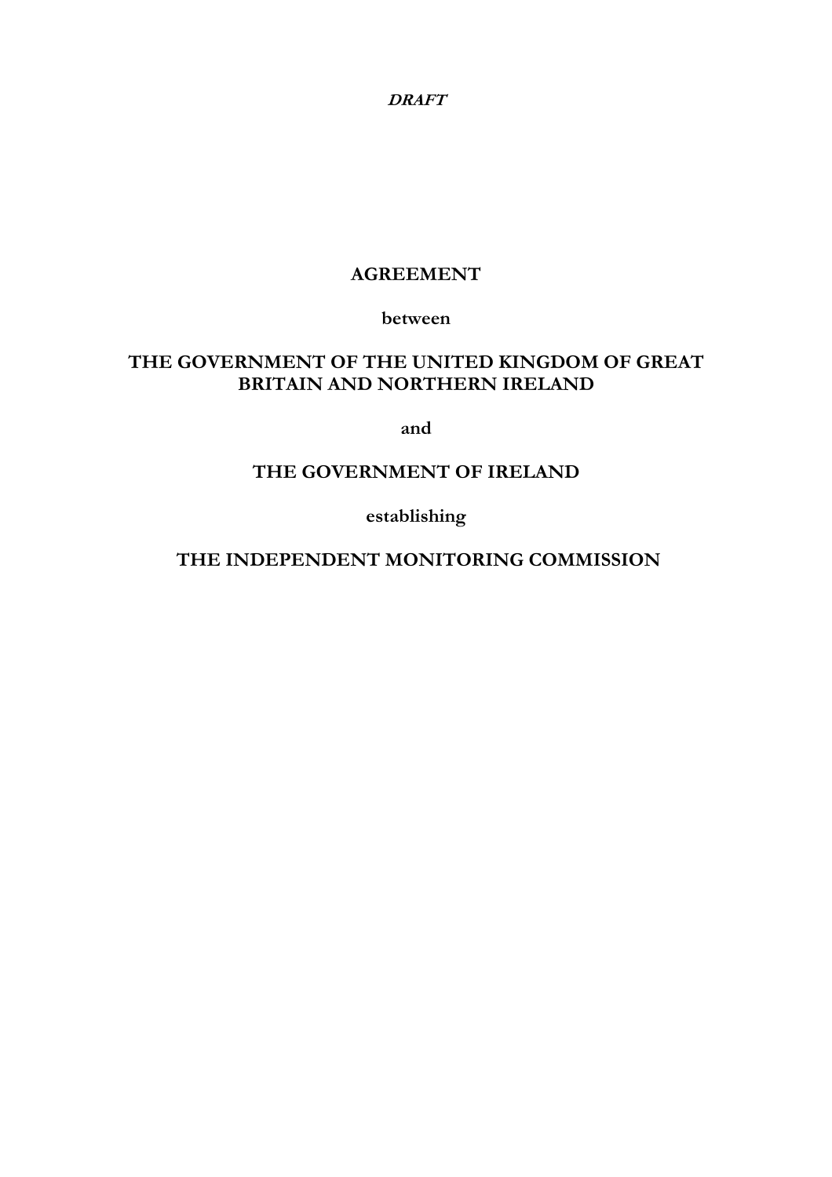***DRAFT***

# AGREEMENT

**between**

**THE GOVERNMENT OF THE UNITED KINGDOM OF GREAT BRITAIN AND NORTHERN IRELAND**

**and**

**THE GOVERNMENT OF IRELAND**

**establishing**

**THE INDEPENDENT MONITORING COMMISSION**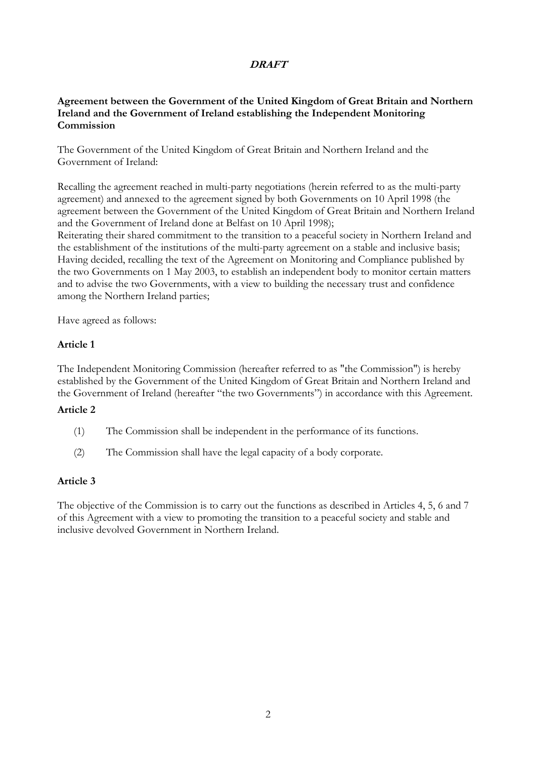***DRAFT***

**Agreement between the Government of the United Kingdom of Great Britain and Northern Ireland and the Government of Ireland establishing the Independent Monitoring Commission**

The Government of the United Kingdom of Great Britain and Northern Ireland and the Government of Ireland:

Recalling the agreement reached in multi-party negotiations (herein referred to as the multi-party agreement) and annexed to the agreement signed by both Governments on 10 April 1998 (the agreement between the Government of the United Kingdom of Great Britain and Northern Ireland and the Government of Ireland done at Belfast on 10 April 1998);
Reiterating their shared commitment to the transition to a peaceful society in Northern Ireland and the establishment of the institutions of the multi-party agreement on a stable and inclusive basis;
Having decided, recalling the text of the Agreement on Monitoring and Compliance published by the two Governments on 1 May 2003, to establish an independent body to monitor certain matters and to advise the two Governments, with a view to building the necessary trust and confidence among the Northern Ireland parties;

Have agreed as follows:

**Article 1**

The Independent Monitoring Commission (hereafter referred to as "the Commission") is hereby established by the Government of the United Kingdom of Great Britain and Northern Ireland and the Government of Ireland (hereafter "the two Governments") in accordance with this Agreement.

**Article 2**

(1) The Commission shall be independent in the performance of its functions.

(2) The Commission shall have the legal capacity of a body corporate.

**Article 3**

The objective of the Commission is to carry out the functions as described in Articles 4, 5, 6 and 7 of this Agreement with a view to promoting the transition to a peaceful society and stable and inclusive devolved Government in Northern Ireland.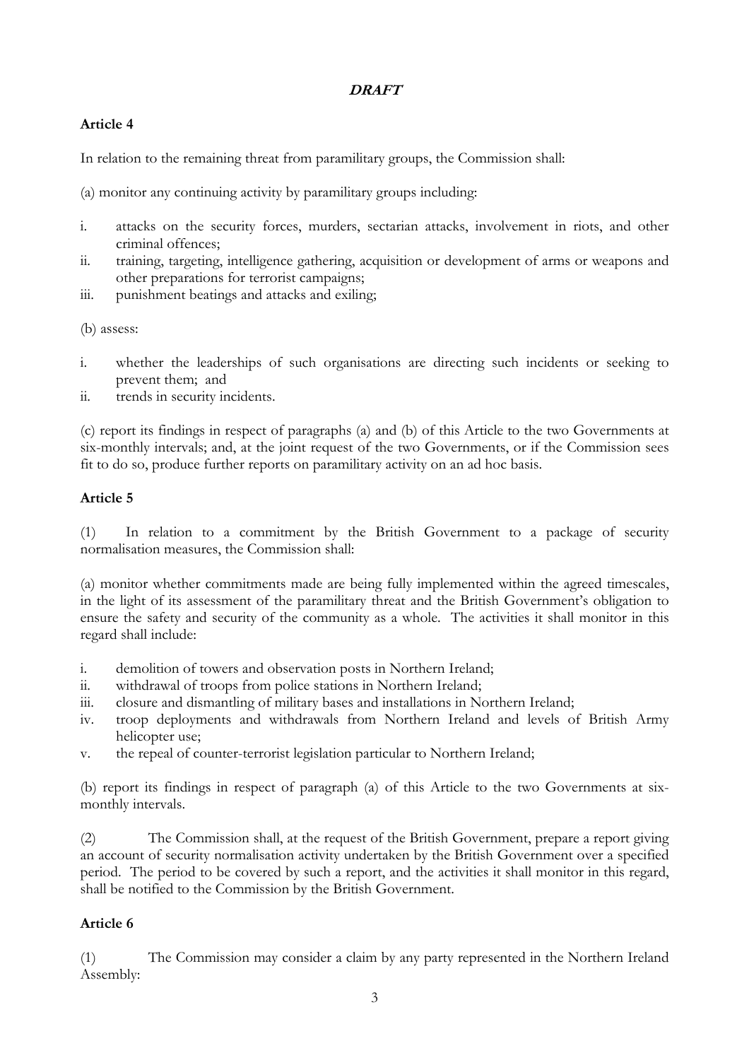***DRAFT***

**Article 4**

In relation to the remaining threat from paramilitary groups, the Commission shall:

(a) monitor any continuing activity by paramilitary groups including:

i. attacks on the security forces, murders, sectarian attacks, involvement in riots, and other criminal offences;
ii. training, targeting, intelligence gathering, acquisition or development of arms or weapons and other preparations for terrorist campaigns;
iii. punishment beatings and attacks and exiling;

(b) assess:

i. whether the leaderships of such organisations are directing such incidents or seeking to prevent them; and
ii. trends in security incidents.

(c) report its findings in respect of paragraphs (a) and (b) of this Article to the two Governments at six-monthly intervals; and, at the joint request of the two Governments, or if the Commission sees fit to do so, produce further reports on paramilitary activity on an ad hoc basis.

**Article 5**

(1) In relation to a commitment by the British Government to a package of security normalisation measures, the Commission shall:

(a) monitor whether commitments made are being fully implemented within the agreed timescales, in the light of its assessment of the paramilitary threat and the British Government's obligation to ensure the safety and security of the community as a whole. The activities it shall monitor in this regard shall include:

i. demolition of towers and observation posts in Northern Ireland;
ii. withdrawal of troops from police stations in Northern Ireland;
iii. closure and dismantling of military bases and installations in Northern Ireland;
iv. troop deployments and withdrawals from Northern Ireland and levels of British Army helicopter use;
v. the repeal of counter-terrorist legislation particular to Northern Ireland;

(b) report its findings in respect of paragraph (a) of this Article to the two Governments at six-monthly intervals.

(2) The Commission shall, at the request of the British Government, prepare a report giving an account of security normalisation activity undertaken by the British Government over a specified period. The period to be covered by such a report, and the activities it shall monitor in this regard, shall be notified to the Commission by the British Government.

**Article 6**

(1) The Commission may consider a claim by any party represented in the Northern Ireland Assembly: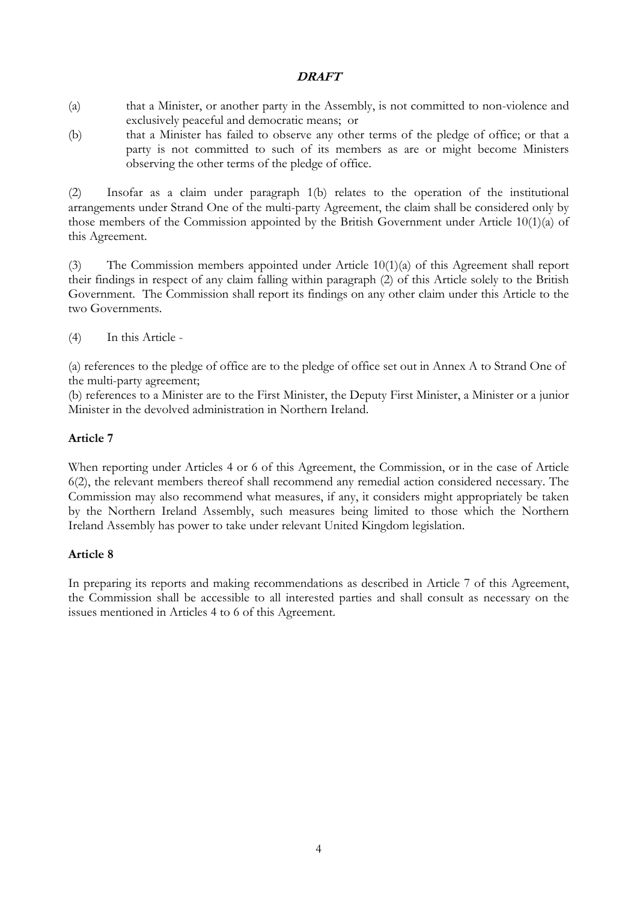***DRAFT***

(a) that a Minister, or another party in the Assembly, is not committed to non-violence and exclusively peaceful and democratic means; or

(b) that a Minister has failed to observe any other terms of the pledge of office; or that a party is not committed to such of its members as are or might become Ministers observing the other terms of the pledge of office.

(2) Insofar as a claim under paragraph 1(b) relates to the operation of the institutional arrangements under Strand One of the multi-party Agreement, the claim shall be considered only by those members of the Commission appointed by the British Government under Article 10(1)(a) of this Agreement.

(3) The Commission members appointed under Article 10(1)(a) of this Agreement shall report their findings in respect of any claim falling within paragraph (2) of this Article solely to the British Government. The Commission shall report its findings on any other claim under this Article to the two Governments.

(4) In this Article -

(a) references to the pledge of office are to the pledge of office set out in Annex A to Strand One of the multi-party agreement;
(b) references to a Minister are to the First Minister, the Deputy First Minister, a Minister or a junior Minister in the devolved administration in Northern Ireland.

**Article 7**

When reporting under Articles 4 or 6 of this Agreement, the Commission, or in the case of Article 6(2), the relevant members thereof shall recommend any remedial action considered necessary. The Commission may also recommend what measures, if any, it considers might appropriately be taken by the Northern Ireland Assembly, such measures being limited to those which the Northern Ireland Assembly has power to take under relevant United Kingdom legislation.

**Article 8**

In preparing its reports and making recommendations as described in Article 7 of this Agreement, the Commission shall be accessible to all interested parties and shall consult as necessary on the issues mentioned in Articles 4 to 6 of this Agreement.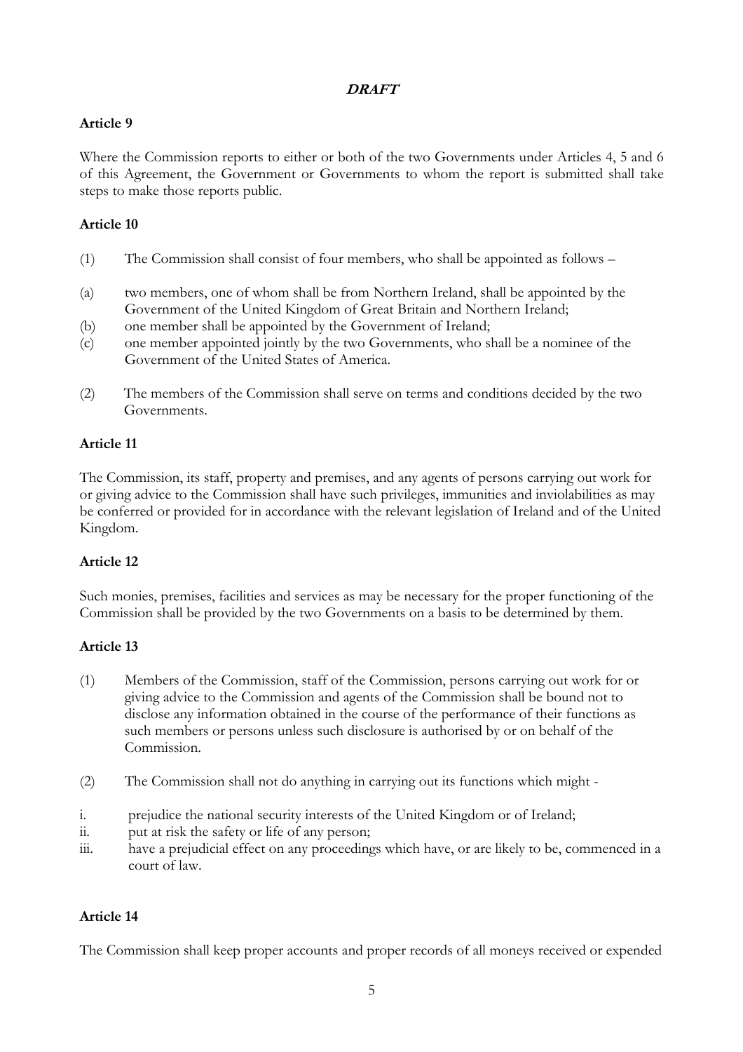***DRAFT***

**Article 9**

Where the Commission reports to either or both of the two Governments under Articles 4, 5 and 6 of this Agreement, the Government or Governments to whom the report is submitted shall take steps to make those reports public.

**Article 10**

(1) The Commission shall consist of four members, who shall be appointed as follows –

(a) two members, one of whom shall be from Northern Ireland, shall be appointed by the Government of the United Kingdom of Great Britain and Northern Ireland;
(b) one member shall be appointed by the Government of Ireland;
(c) one member appointed jointly by the two Governments, who shall be a nominee of the Government of the United States of America.

(2) The members of the Commission shall serve on terms and conditions decided by the two Governments.

**Article 11**

The Commission, its staff, property and premises, and any agents of persons carrying out work for or giving advice to the Commission shall have such privileges, immunities and inviolabilities as may be conferred or provided for in accordance with the relevant legislation of Ireland and of the United Kingdom.

**Article 12**

Such monies, premises, facilities and services as may be necessary for the proper functioning of the Commission shall be provided by the two Governments on a basis to be determined by them.

**Article 13**

(1) Members of the Commission, staff of the Commission, persons carrying out work for or giving advice to the Commission and agents of the Commission shall be bound not to disclose any information obtained in the course of the performance of their functions as such members or persons unless such disclosure is authorised by or on behalf of the Commission.

(2) The Commission shall not do anything in carrying out its functions which might -

i. prejudice the national security interests of the United Kingdom or of Ireland;
ii. put at risk the safety or life of any person;
iii. have a prejudicial effect on any proceedings which have, or are likely to be, commenced in a court of law.

**Article 14**

The Commission shall keep proper accounts and proper records of all moneys received or expended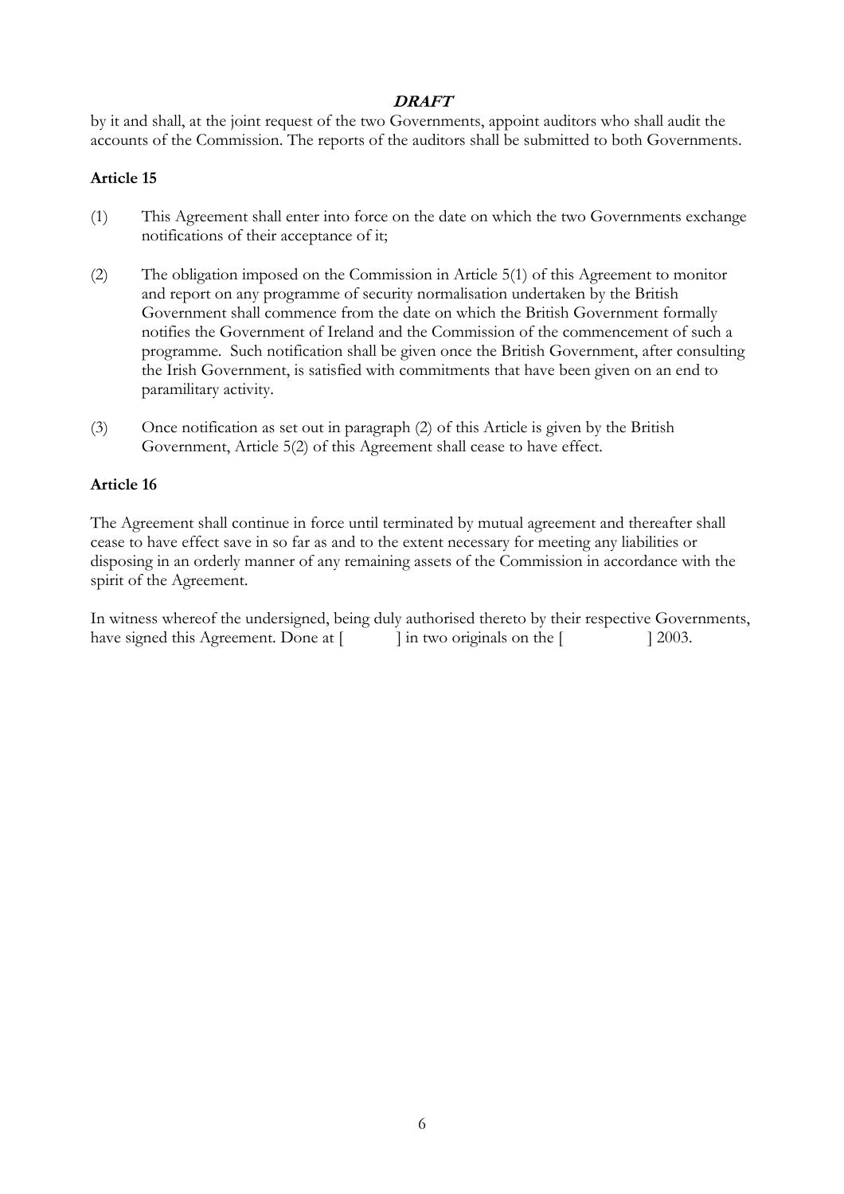***DRAFT***

by it and shall, at the joint request of the two Governments, appoint auditors who shall audit the accounts of the Commission. The reports of the auditors shall be submitted to both Governments.

**Article 15**

(1) This Agreement shall enter into force on the date on which the two Governments exchange notifications of their acceptance of it;

(2) The obligation imposed on the Commission in Article 5(1) of this Agreement to monitor and report on any programme of security normalisation undertaken by the British Government shall commence from the date on which the British Government formally notifies the Government of Ireland and the Commission of the commencement of such a programme. Such notification shall be given once the British Government, after consulting the Irish Government, is satisfied with commitments that have been given on an end to paramilitary activity.

(3) Once notification as set out in paragraph (2) of this Article is given by the British Government, Article 5(2) of this Agreement shall cease to have effect.

**Article 16**

The Agreement shall continue in force until terminated by mutual agreement and thereafter shall cease to have effect save in so far as and to the extent necessary for meeting any liabilities or disposing in an orderly manner of any remaining assets of the Commission in accordance with the spirit of the Agreement.

In witness whereof the undersigned, being duly authorised thereto by their respective Governments, have signed this Agreement. Done at [ ] in two originals on the [ ] 2003.